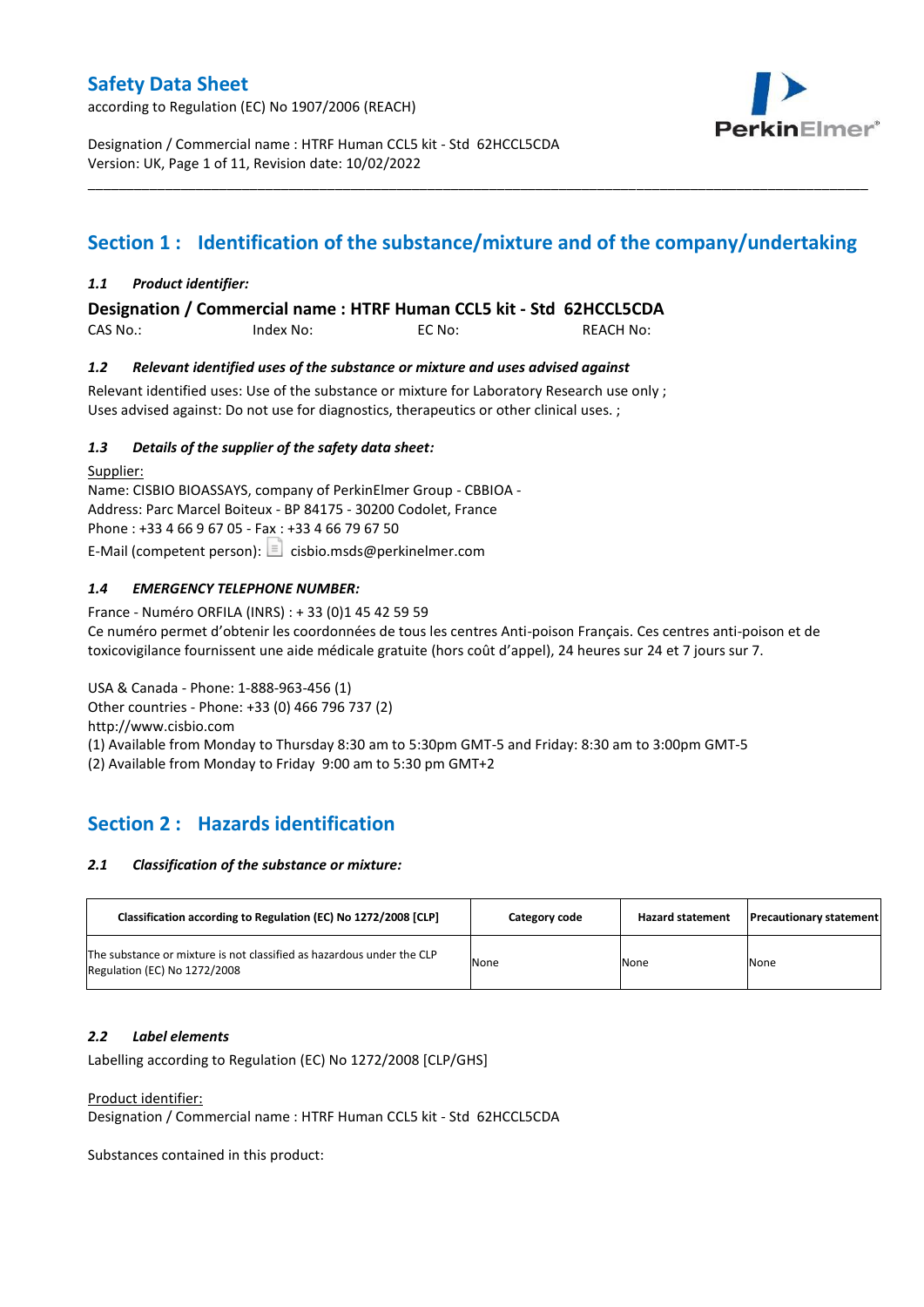# Safety Data Sheet

according to Regulation (EC) No 1907/2006 (REACH)

Designation / Commercial name : HTRF Human CCL5 kit - Std 62HCCL5CDA
Version: UK, Page 1 of 11, Revision date: 10/02/2022

## Section 1 : Identification of the substance/mixture and of the company/undertaking

### *1.1 Product identifier:*

**Designation / Commercial name : HTRF Human CCL5 kit - Std 62HCCL5CDA**

CAS No.: Index No: EC No: REACH No:

### *1.2 Relevant identified uses of the substance or mixture and uses advised against*

Relevant identified uses: Use of the substance or mixture for Laboratory Research use only ;
Uses advised against: Do not use for diagnostics, therapeutics or other clinical uses. ;

### *1.3 Details of the supplier of the safety data sheet:*

Supplier:
Name: CISBIO BIOASSAYS, company of PerkinElmer Group - CBBIOA -
Address: Parc Marcel Boiteux - BP 84175 - 30200 Codolet, France
Phone : +33 4 66 9 67 05 - Fax : +33 4 66 79 67 50
E-Mail (competent person): cisbio.msds@perkinelmer.com

### *1.4 EMERGENCY TELEPHONE NUMBER:*

France - Numéro ORFILA (INRS) : + 33 (0)1 45 42 59 59
Ce numéro permet d'obtenir les coordonnées de tous les centres Anti-poison Français. Ces centres anti-poison et de toxicovigilance fournissent une aide médicale gratuite (hors coût d'appel), 24 heures sur 24 et 7 jours sur 7.

USA & Canada - Phone: 1-888-963-456 (1)
Other countries - Phone: +33 (0) 466 796 737 (2)
http://www.cisbio.com
(1) Available from Monday to Thursday 8:30 am to 5:30pm GMT-5 and Friday: 8:30 am to 3:00pm GMT-5
(2) Available from Monday to Friday 9:00 am to 5:30 pm GMT+2

## Section 2 : Hazards identification

### *2.1 Classification of the substance or mixture:*

| Classification according to Regulation (EC) No 1272/2008 [CLP] | Category code | Hazard statement | Precautionary statement |
|---|---|---|---|
| The substance or mixture is not classified as hazardous under the CLP Regulation (EC) No 1272/2008 | None | None | None |

### *2.2 Label elements*

Labelling according to Regulation (EC) No 1272/2008 [CLP/GHS]

Product identifier:
Designation / Commercial name : HTRF Human CCL5 kit - Std 62HCCL5CDA

Substances contained in this product: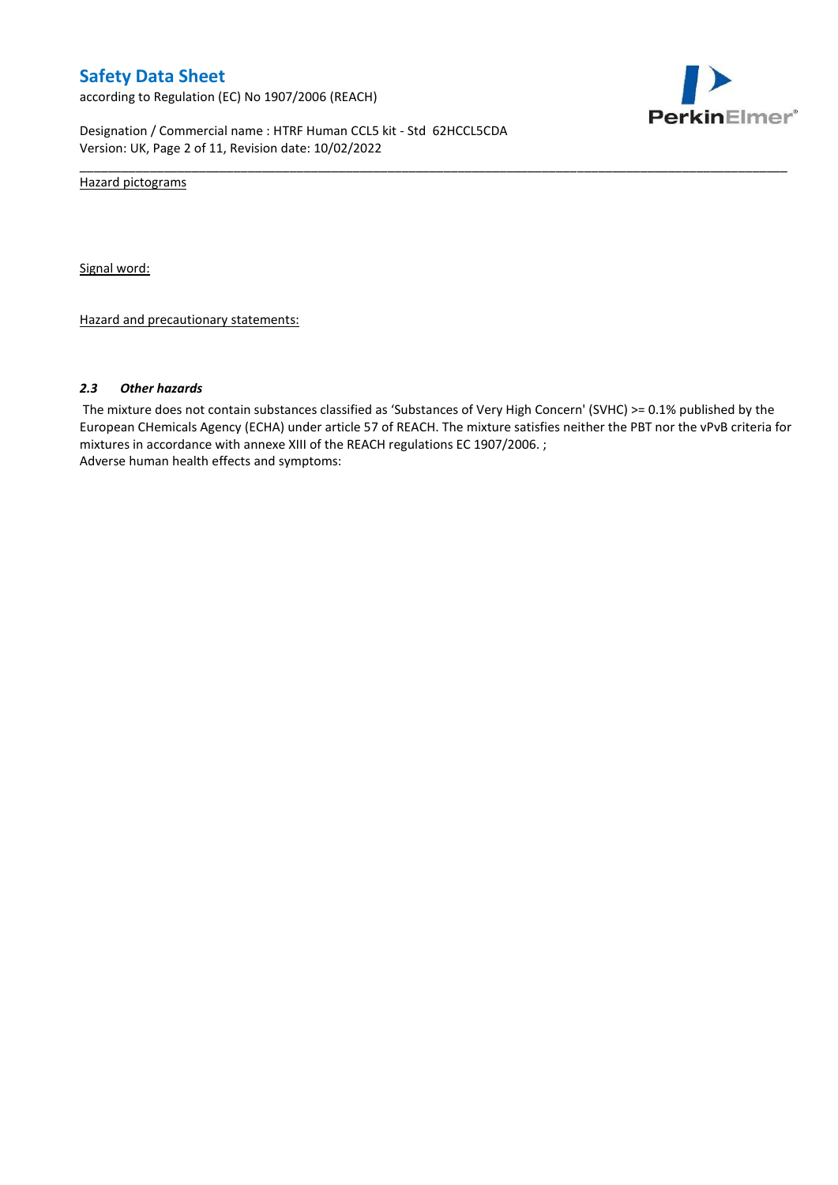Hazard pictograms

Signal word:

Hazard and precautionary statements:

### *2.3 Other hazards*

The mixture does not contain substances classified as 'Substances of Very High Concern' (SVHC) >= 0.1% published by the European CHemicals Agency (ECHA) under article 57 of REACH. The mixture satisfies neither the PBT nor the vPvB criteria for mixtures in accordance with annexe XIII of the REACH regulations EC 1907/2006. ;

Adverse human health effects and symptoms: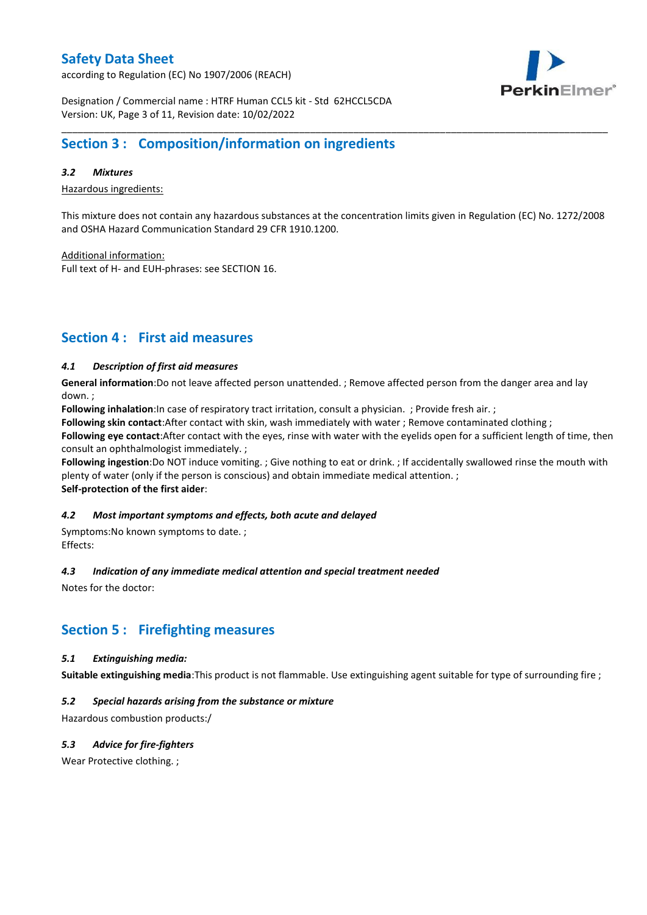## Section 3 : Composition/information on ingredients

### *3.2 Mixtures*

Hazardous ingredients:

This mixture does not contain any hazardous substances at the concentration limits given in Regulation (EC) No. 1272/2008 and OSHA Hazard Communication Standard 29 CFR 1910.1200.

Additional information:
Full text of H- and EUH-phrases: see SECTION 16.

## Section 4 : First aid measures

### *4.1 Description of first aid measures*

**General information**:Do not leave affected person unattended. ; Remove affected person from the danger area and lay down. ;
**Following inhalation**:In case of respiratory tract irritation, consult a physician. ; Provide fresh air. ;
**Following skin contact**:After contact with skin, wash immediately with water ; Remove contaminated clothing ;
**Following eye contact**:After contact with the eyes, rinse with water with the eyelids open for a sufficient length of time, then consult an ophthalmologist immediately. ;
**Following ingestion**:Do NOT induce vomiting. ; Give nothing to eat or drink. ; If accidentally swallowed rinse the mouth with plenty of water (only if the person is conscious) and obtain immediate medical attention. ;
**Self-protection of the first aider**:

### *4.2 Most important symptoms and effects, both acute and delayed*

Symptoms:No known symptoms to date. ;
Effects:

### *4.3 Indication of any immediate medical attention and special treatment needed*

Notes for the doctor:

## Section 5 : Firefighting measures

### *5.1 Extinguishing media:*

**Suitable extinguishing media**:This product is not flammable. Use extinguishing agent suitable for type of surrounding fire ;

### *5.2 Special hazards arising from the substance or mixture*

Hazardous combustion products:/

### *5.3 Advice for fire-fighters*

Wear Protective clothing. ;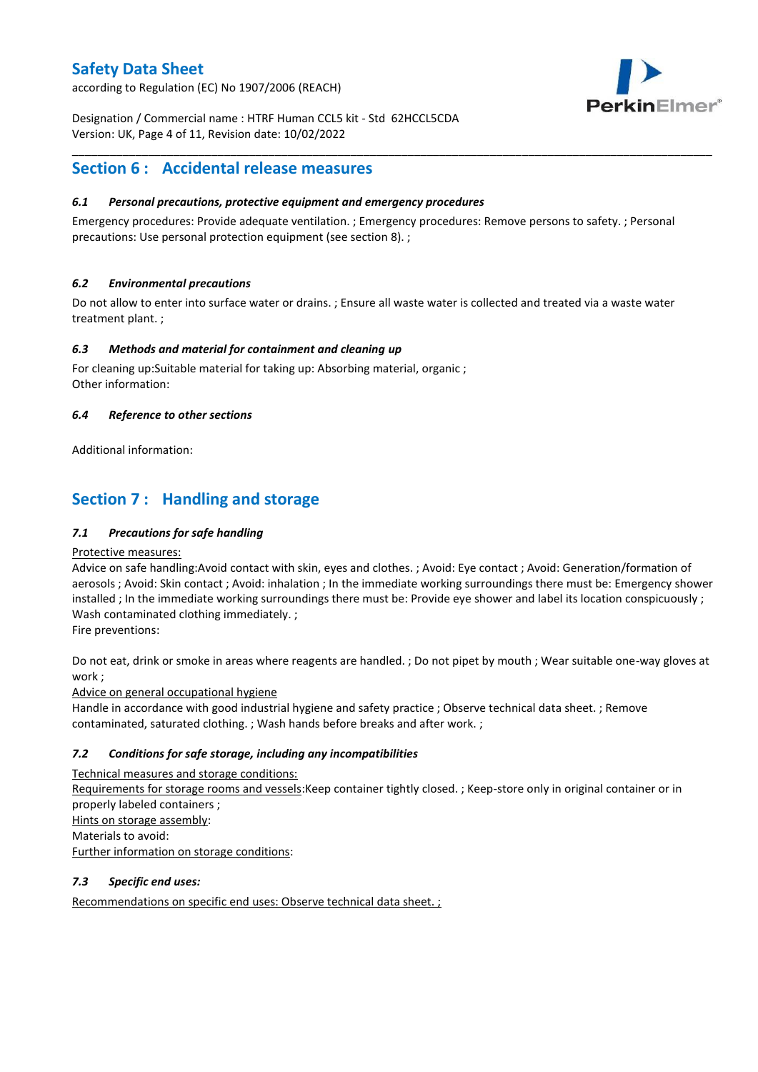## Section 6 : Accidental release measures

### *6.1 Personal precautions, protective equipment and emergency procedures*

Emergency procedures: Provide adequate ventilation. ; Emergency procedures: Remove persons to safety. ; Personal precautions: Use personal protection equipment (see section 8). ;

### *6.2 Environmental precautions*

Do not allow to enter into surface water or drains. ; Ensure all waste water is collected and treated via a waste water treatment plant. ;

### *6.3 Methods and material for containment and cleaning up*

For cleaning up:Suitable material for taking up: Absorbing material, organic ;
Other information:

### *6.4 Reference to other sections*

Additional information:

## Section 7 : Handling and storage

### *7.1 Precautions for safe handling*

Protective measures:
Advice on safe handling:Avoid contact with skin, eyes and clothes. ; Avoid: Eye contact ; Avoid: Generation/formation of aerosols ; Avoid: Skin contact ; Avoid: inhalation ; In the immediate working surroundings there must be: Emergency shower installed ; In the immediate working surroundings there must be: Provide eye shower and label its location conspicuously ; Wash contaminated clothing immediately. ;
Fire preventions:

Do not eat, drink or smoke in areas where reagents are handled. ; Do not pipet by mouth ; Wear suitable one-way gloves at work ;
Advice on general occupational hygiene
Handle in accordance with good industrial hygiene and safety practice ; Observe technical data sheet. ; Remove contaminated, saturated clothing. ; Wash hands before breaks and after work. ;

### *7.2 Conditions for safe storage, including any incompatibilities*

Technical measures and storage conditions:
Requirements for storage rooms and vessels:Keep container tightly closed. ; Keep-store only in original container or in properly labeled containers ;
Hints on storage assembly:
Materials to avoid:
Further information on storage conditions:

### *7.3 Specific end uses:*

Recommendations on specific end uses: Observe technical data sheet. ;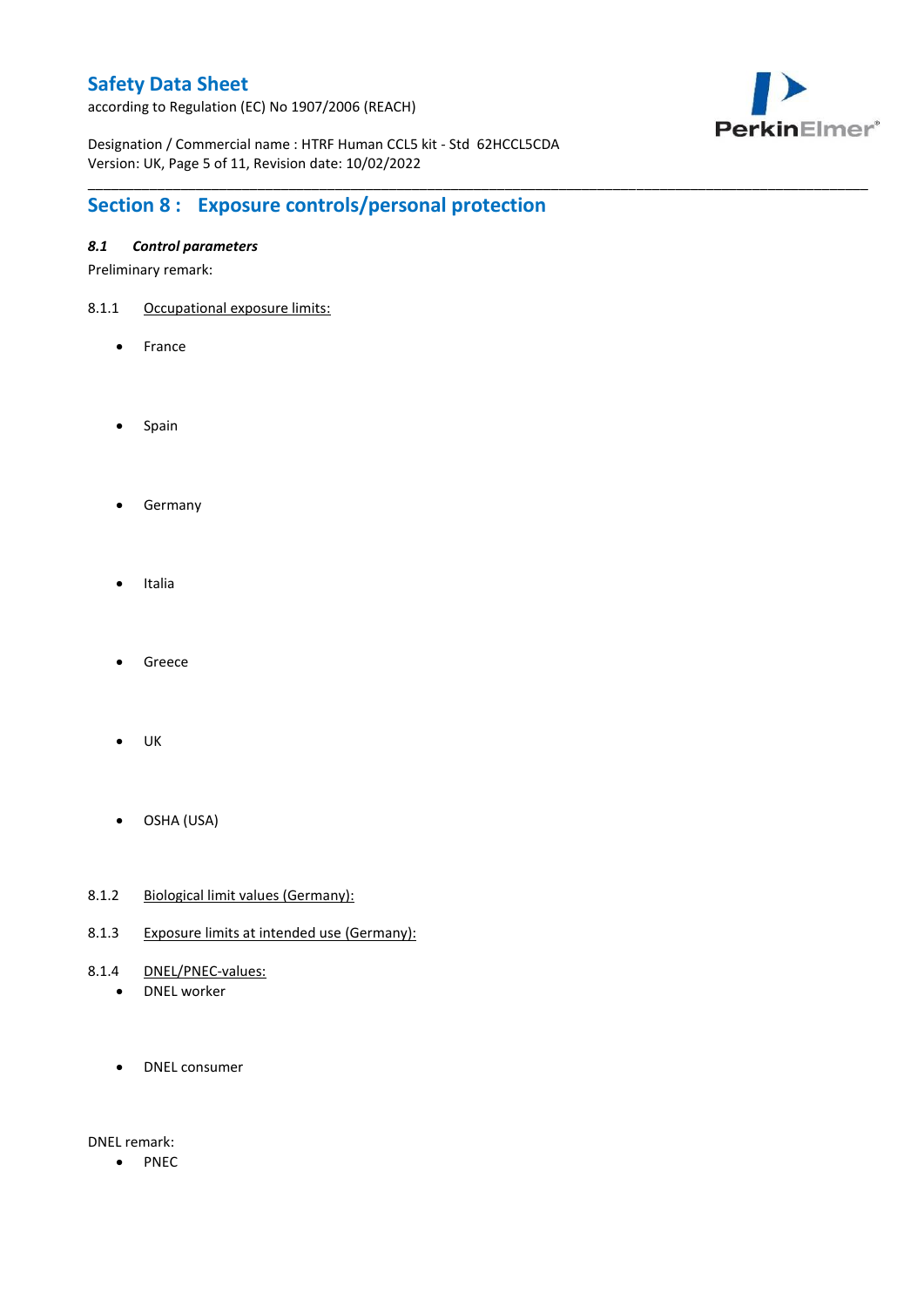## Section 8 : Exposure controls/personal protection

### *8.1 Control parameters*

Preliminary remark:

8.1.1 Occupational exposure limits:

- France
- Spain
- Germany
- Italia
- Greece
- UK
- OSHA (USA)

8.1.2 Biological limit values (Germany):

8.1.3 Exposure limits at intended use (Germany):

8.1.4 DNEL/PNEC-values:

- DNEL worker
- DNEL consumer

DNEL remark:

- PNEC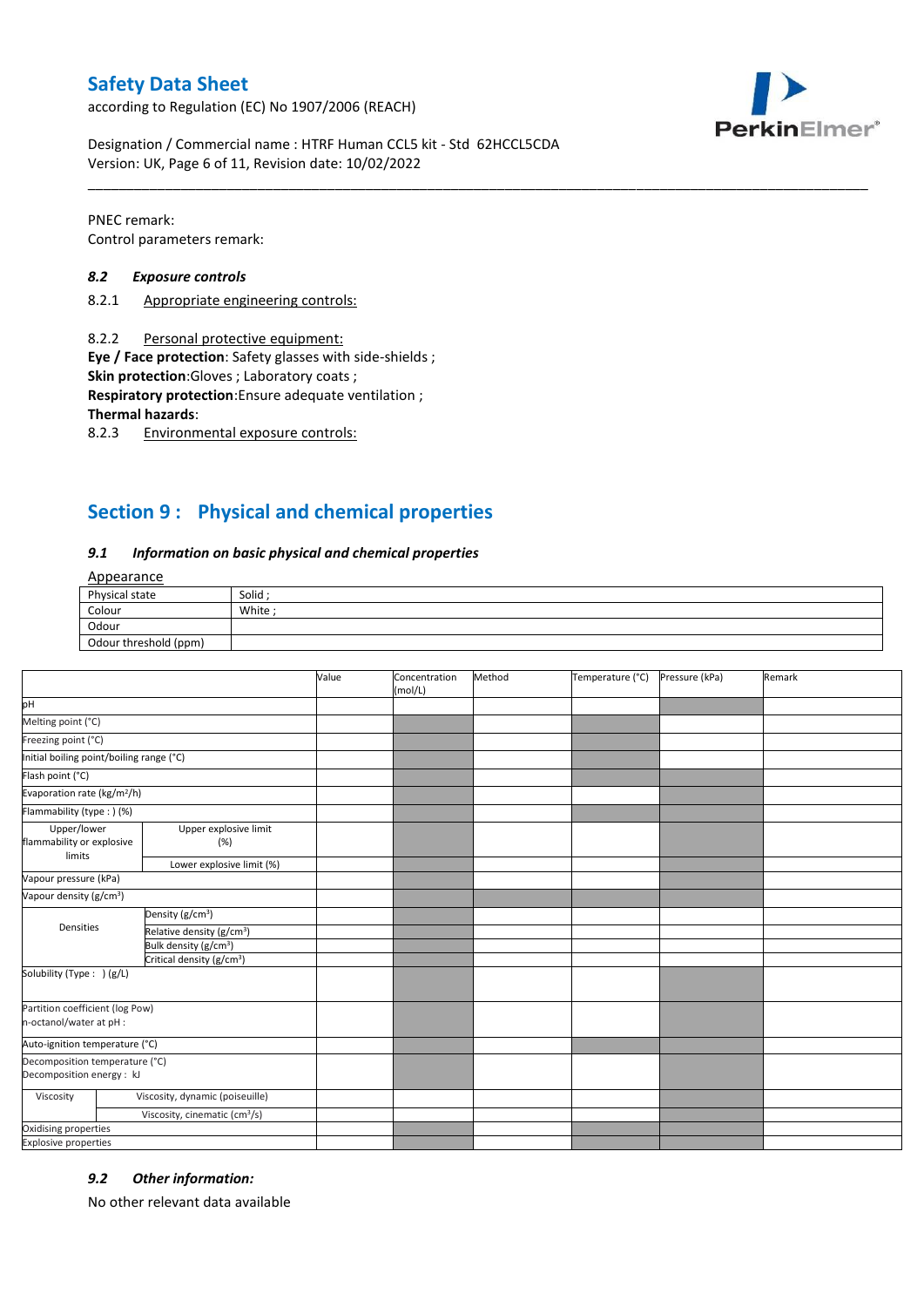PNEC remark:

Control parameters remark:

### *8.2 Exposure controls*

8.2.1 Appropriate engineering controls:

8.2.2 Personal protective equipment:

**Eye / Face protection**: Safety glasses with side-shields ;

**Skin protection**:Gloves ; Laboratory coats ;

**Respiratory protection**:Ensure adequate ventilation ;

**Thermal hazards**:

8.2.3 Environmental exposure controls:

## Section 9 : Physical and chemical properties

### *9.1 Information on basic physical and chemical properties*

Appearance

| Physical state | Solid ; |
|---|---|
| Colour | White ; |
| Odour | |
| Odour threshold (ppm) | |

| | | Value | Concentration (mol/L) | Method | Temperature (°C) | Pressure (kPa) | Remark |
|---|---|---|---|---|---|---|---|
| pH | | | | | | | |
| Melting point (°C) | | | | | | | |
| Freezing point (°C) | | | | | | | |
| Initial boiling point/boiling range (°C) | | | | | | | |
| Flash point (°C) | | | | | | | |
| Evaporation rate (kg/m²/h) | | | | | | | |
| Flammability (type : ) (%) | | | | | | | |
| Upper/lower flammability or explosive limits | Upper explosive limit (%) | | | | | | |
| | Lower explosive limit (%) | | | | | | |
| Vapour pressure (kPa) | | | | | | | |
| Vapour density (g/cm³) | | | | | | | |
| Densities | Density (g/cm³) | | | | | | |
| | Relative density (g/cm³) | | | | | | |
| | Bulk density (g/cm³) | | | | | | |
| | Critical density (g/cm³) | | | | | | |
| Solubility (Type : ) (g/L) | | | | | | | |
| Partition coefficient (log Pow) n-octanol/water at pH : | | | | | | | |
| Auto-ignition temperature (°C) | | | | | | | |
| Decomposition temperature (°C) Decomposition energy : kJ | | | | | | | |
| Viscosity | Viscosity, dynamic (poiseuille) | | | | | | |
| | Viscosity, cinematic (cm³/s) | | | | | | |
| Oxidising properties | | | | | | | |
| Explosive properties | | | | | | | |

### *9.2 Other information:*

No other relevant data available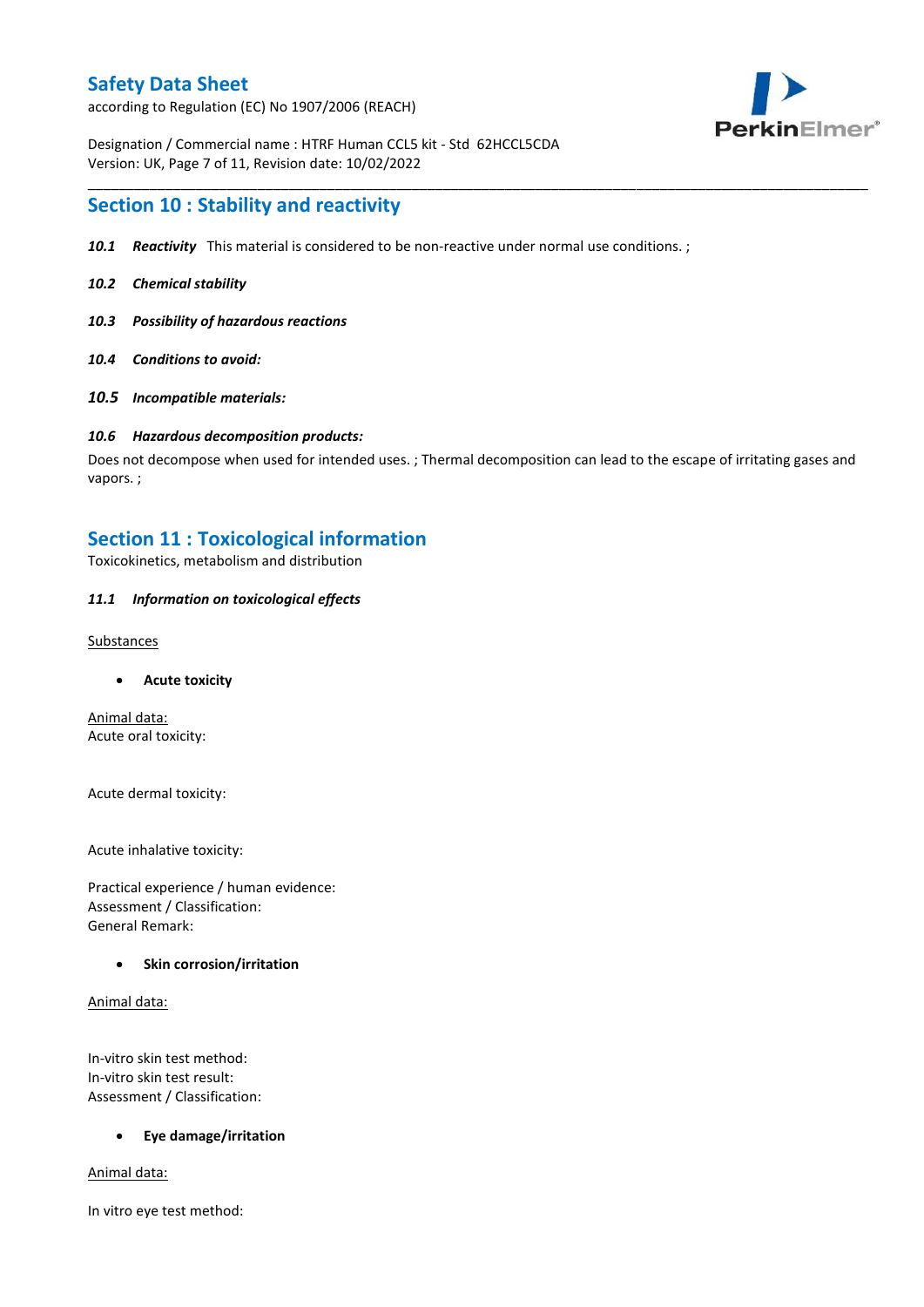## Section 10 : Stability and reactivity

***10.1 Reactivity*** This material is considered to be non-reactive under normal use conditions. ;

***10.2 Chemical stability***

***10.3 Possibility of hazardous reactions***

***10.4 Conditions to avoid:***

***10.5 Incompatible materials:***

***10.6 Hazardous decomposition products:***

Does not decompose when used for intended uses. ; Thermal decomposition can lead to the escape of irritating gases and vapors. ;

## Section 11 : Toxicological information

Toxicokinetics, metabolism and distribution

***11.1 Information on toxicological effects***

Substances

- **Acute toxicity**

Animal data:
Acute oral toxicity:

Acute dermal toxicity:

Acute inhalative toxicity:

Practical experience / human evidence:
Assessment / Classification:
General Remark:

- **Skin corrosion/irritation**

Animal data:

In-vitro skin test method:
In-vitro skin test result:
Assessment / Classification:

- **Eye damage/irritation**

Animal data:

In vitro eye test method: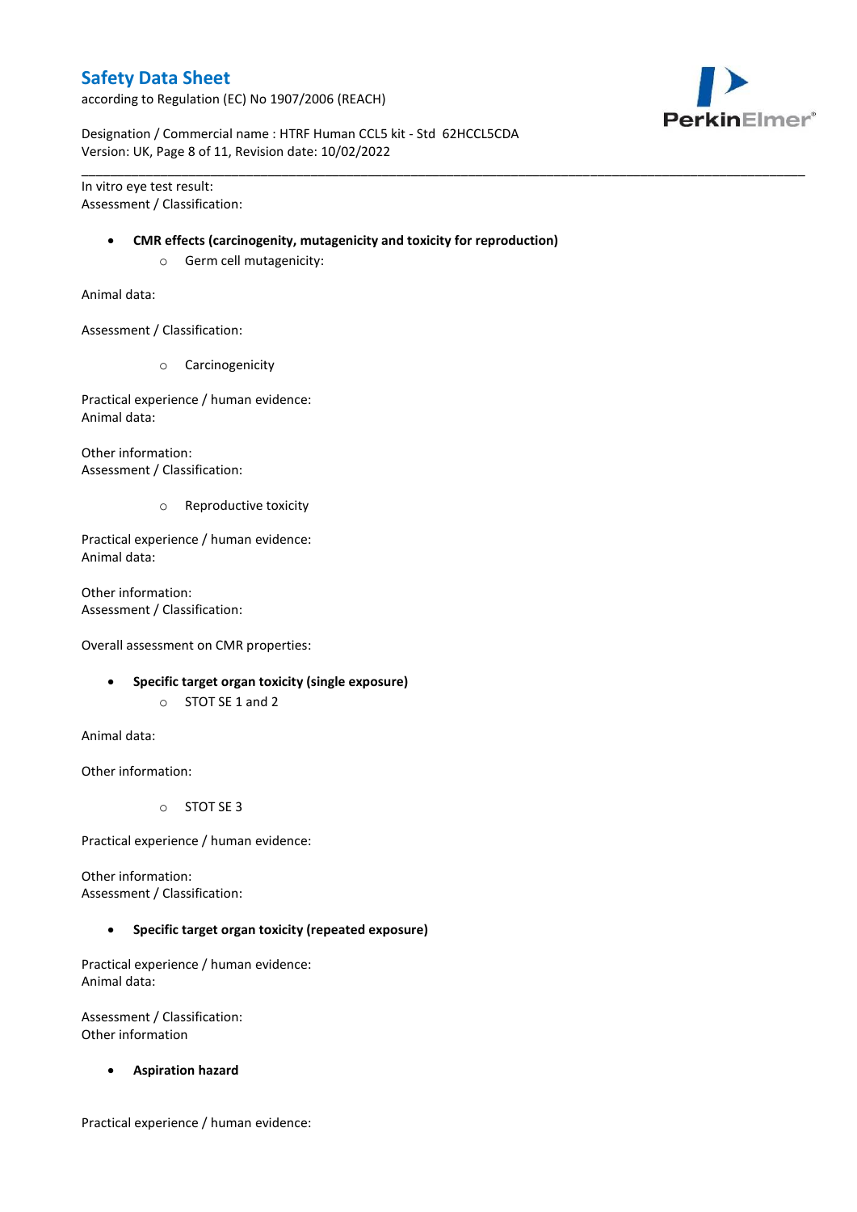In vitro eye test result:
Assessment / Classification:

- **CMR effects (carcinogenity, mutagenicity and toxicity for reproduction)**
  - Germ cell mutagenicity:

Animal data:

Assessment / Classification:

  - Carcinogenicity

Practical experience / human evidence:
Animal data:

Other information:
Assessment / Classification:

  - Reproductive toxicity

Practical experience / human evidence:
Animal data:

Other information:
Assessment / Classification:

Overall assessment on CMR properties:

- **Specific target organ toxicity (single exposure)**
  - STOT SE 1 and 2

Animal data:

Other information:

  - STOT SE 3

Practical experience / human evidence:

Other information:
Assessment / Classification:

- **Specific target organ toxicity (repeated exposure)**

Practical experience / human evidence:
Animal data:

Assessment / Classification:
Other information

- **Aspiration hazard**

Practical experience / human evidence: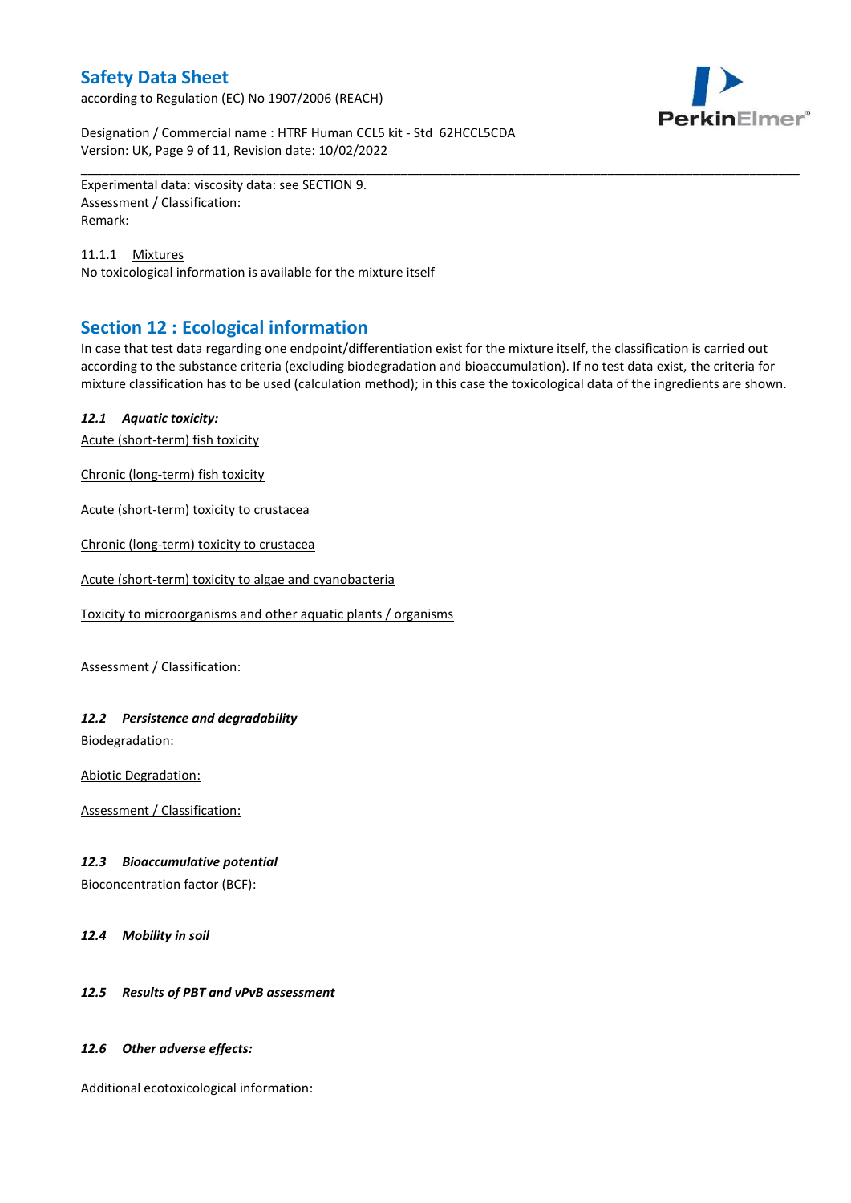Experimental data: viscosity data: see SECTION 9.
Assessment / Classification:
Remark:

11.1.1 Mixtures
No toxicological information is available for the mixture itself

## Section 12 : Ecological information

In case that test data regarding one endpoint/differentiation exist for the mixture itself, the classification is carried out according to the substance criteria (excluding biodegradation and bioaccumulation). If no test data exist, the criteria for mixture classification has to be used (calculation method); in this case the toxicological data of the ingredients are shown.

### *12.1 Aquatic toxicity:*

Acute (short-term) fish toxicity

Chronic (long-term) fish toxicity

Acute (short-term) toxicity to crustacea

Chronic (long-term) toxicity to crustacea

Acute (short-term) toxicity to algae and cyanobacteria

Toxicity to microorganisms and other aquatic plants / organisms

Assessment / Classification:

### *12.2 Persistence and degradability*

Biodegradation:

Abiotic Degradation:

Assessment / Classification:

### *12.3 Bioaccumulative potential*

Bioconcentration factor (BCF):

### *12.4 Mobility in soil*

### *12.5 Results of PBT and vPvB assessment*

### *12.6 Other adverse effects:*

Additional ecotoxicological information: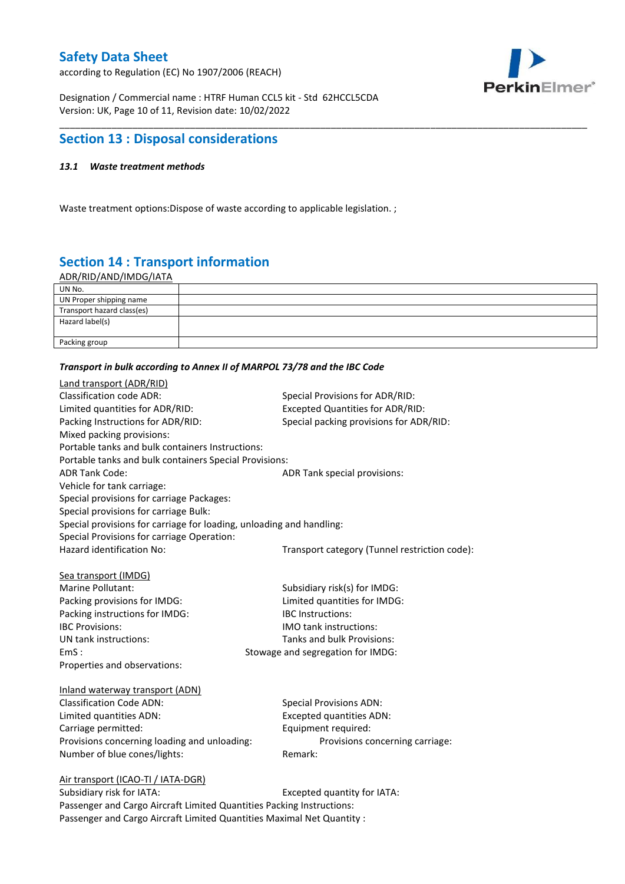## Section 13 : Disposal considerations

### *13.1 Waste treatment methods*

Waste treatment options:Dispose of waste according to applicable legislation. ;

## Section 14 : Transport information

ADR/RID/AND/IMDG/IATA

| UN No. | |
|---|---|
| UN Proper shipping name | |
| Transport hazard class(es) | |
| Hazard label(s) | |
| Packing group | |

***Transport in bulk according to Annex II of MARPOL 73/78 and the IBC Code***

Land transport (ADR/RID)

Classification code ADR:
Special Provisions for ADR/RID:
Limited quantities for ADR/RID:
Excepted Quantities for ADR/RID:
Packing Instructions for ADR/RID:
Special packing provisions for ADR/RID:
Mixed packing provisions:
Portable tanks and bulk containers Instructions:
Portable tanks and bulk containers Special Provisions:
ADR Tank Code:
ADR Tank special provisions:
Vehicle for tank carriage:
Special provisions for carriage Packages:
Special provisions for carriage Bulk:
Special provisions for carriage for loading, unloading and handling:
Special Provisions for carriage Operation:
Hazard identification No:
Transport category (Tunnel restriction code):

Sea transport (IMDG)

Marine Pollutant:
Subsidiary risk(s) for IMDG:
Packing provisions for IMDG:
Limited quantities for IMDG:
Packing instructions for IMDG:
IBC Instructions:
IBC Provisions:
IMO tank instructions:
UN tank instructions:
Tanks and bulk Provisions:
EmS :
Stowage and segregation for IMDG:
Properties and observations:

Inland waterway transport (ADN)

Classification Code ADN:
Special Provisions ADN:
Limited quantities ADN:
Excepted quantities ADN:
Carriage permitted:
Equipment required:
Provisions concerning loading and unloading:
Provisions concerning carriage:
Number of blue cones/lights:
Remark:

Air transport (ICAO-TI / IATA-DGR)

Subsidiary risk for IATA:
Excepted quantity for IATA:
Passenger and Cargo Aircraft Limited Quantities Packing Instructions:
Passenger and Cargo Aircraft Limited Quantities Maximal Net Quantity :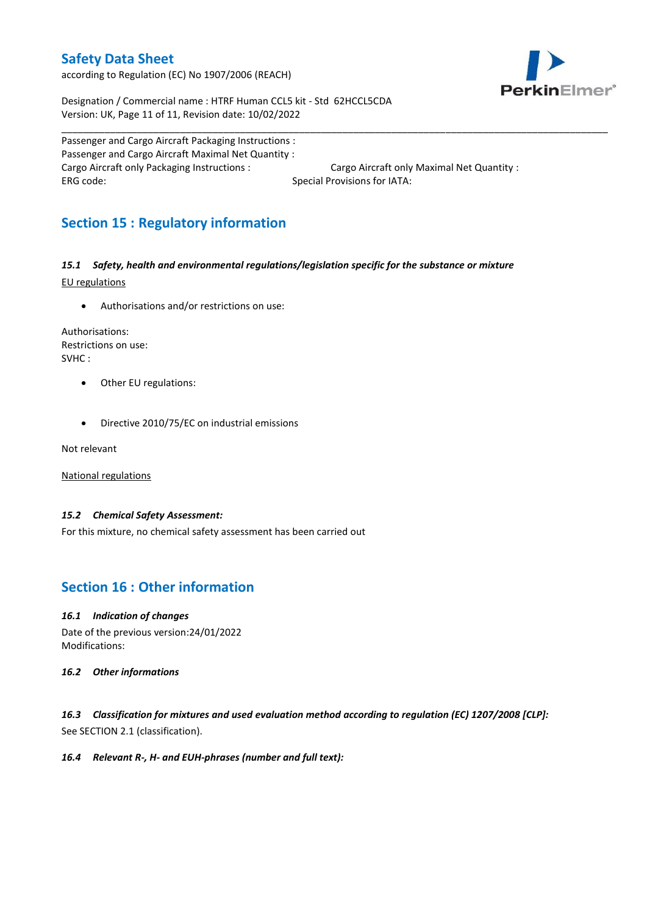Passenger and Cargo Aircraft Packaging Instructions :
Passenger and Cargo Aircraft Maximal Net Quantity :
Cargo Aircraft only Packaging Instructions : Cargo Aircraft only Maximal Net Quantity :
ERG code: Special Provisions for IATA:

## Section 15 : Regulatory information

### *15.1 Safety, health and environmental regulations/legislation specific for the substance or mixture*

EU regulations

- Authorisations and/or restrictions on use:

Authorisations:
Restrictions on use:
SVHC :

- Other EU regulations:

- Directive 2010/75/EC on industrial emissions

Not relevant

National regulations

### *15.2 Chemical Safety Assessment:*

For this mixture, no chemical safety assessment has been carried out

## Section 16 : Other information

### *16.1 Indication of changes*

Date of the previous version:24/01/2022
Modifications:

### *16.2 Other informations*

### *16.3 Classification for mixtures and used evaluation method according to regulation (EC) 1207/2008 [CLP]:*

See SECTION 2.1 (classification).

### *16.4 Relevant R-, H- and EUH-phrases (number and full text):*